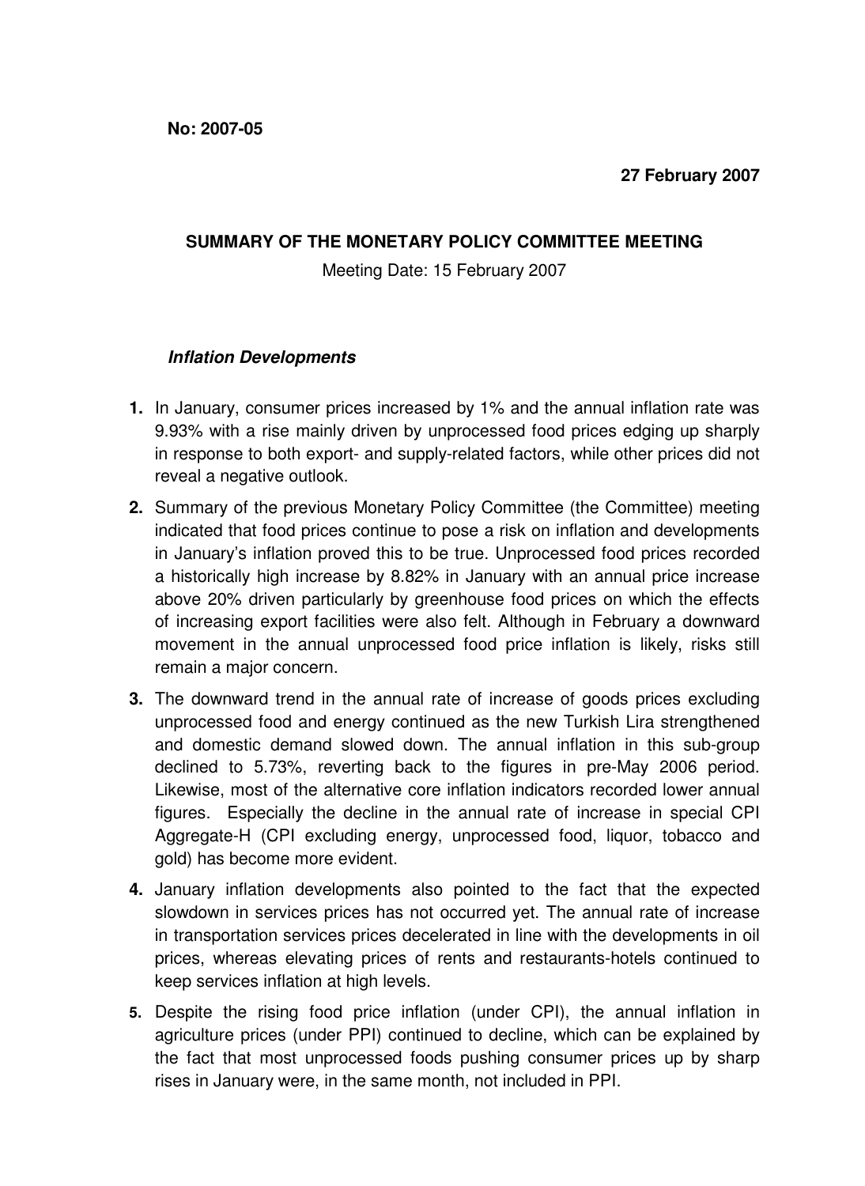**No: 2007-05**

**27 February 2007**

## SUMMARY OF THE MONETARY POLICY COMMITTEE MEETING

Meeting Date: 15 February 2007

### *Inflation Developments*

**1.** In January, consumer prices increased by 1% and the annual inflation rate was 9.93% with a rise mainly driven by unprocessed food prices edging up sharply in response to both export- and supply-related factors, while other prices did not reveal a negative outlook.

**2.** Summary of the previous Monetary Policy Committee (the Committee) meeting indicated that food prices continue to pose a risk on inflation and developments in January's inflation proved this to be true. Unprocessed food prices recorded a historically high increase by 8.82% in January with an annual price increase above 20% driven particularly by greenhouse food prices on which the effects of increasing export facilities were also felt. Although in February a downward movement in the annual unprocessed food price inflation is likely, risks still remain a major concern.

**3.** The downward trend in the annual rate of increase of goods prices excluding unprocessed food and energy continued as the new Turkish Lira strengthened and domestic demand slowed down. The annual inflation in this sub-group declined to 5.73%, reverting back to the figures in pre-May 2006 period. Likewise, most of the alternative core inflation indicators recorded lower annual figures. Especially the decline in the annual rate of increase in special CPI Aggregate-H (CPI excluding energy, unprocessed food, liquor, tobacco and gold) has become more evident.

**4.** January inflation developments also pointed to the fact that the expected slowdown in services prices has not occurred yet. The annual rate of increase in transportation services prices decelerated in line with the developments in oil prices, whereas elevating prices of rents and restaurants-hotels continued to keep services inflation at high levels.

**5.** Despite the rising food price inflation (under CPI), the annual inflation in agriculture prices (under PPI) continued to decline, which can be explained by the fact that most unprocessed foods pushing consumer prices up by sharp rises in January were, in the same month, not included in PPI.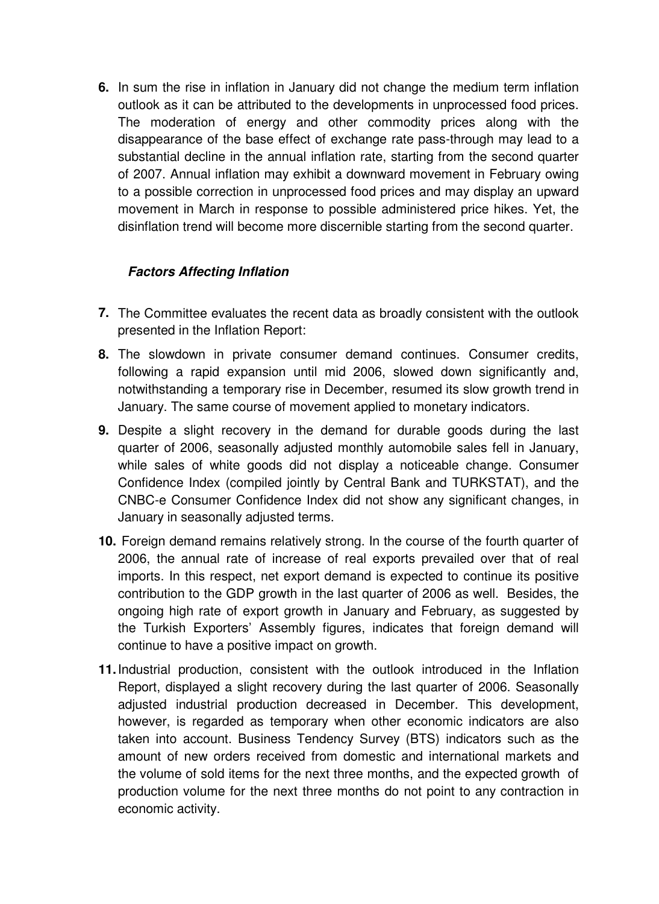**6.** In sum the rise in inflation in January did not change the medium term inflation outlook as it can be attributed to the developments in unprocessed food prices. The moderation of energy and other commodity prices along with the disappearance of the base effect of exchange rate pass-through may lead to a substantial decline in the annual inflation rate, starting from the second quarter of 2007. Annual inflation may exhibit a downward movement in February owing to a possible correction in unprocessed food prices and may display an upward movement in March in response to possible administered price hikes. Yet, the disinflation trend will become more discernible starting from the second quarter.

***Factors Affecting Inflation***

**7.** The Committee evaluates the recent data as broadly consistent with the outlook presented in the Inflation Report:

**8.** The slowdown in private consumer demand continues. Consumer credits, following a rapid expansion until mid 2006, slowed down significantly and, notwithstanding a temporary rise in December, resumed its slow growth trend in January. The same course of movement applied to monetary indicators.

**9.** Despite a slight recovery in the demand for durable goods during the last quarter of 2006, seasonally adjusted monthly automobile sales fell in January, while sales of white goods did not display a noticeable change. Consumer Confidence Index (compiled jointly by Central Bank and TURKSTAT), and the CNBC-e Consumer Confidence Index did not show any significant changes, in January in seasonally adjusted terms.

**10.** Foreign demand remains relatively strong. In the course of the fourth quarter of 2006, the annual rate of increase of real exports prevailed over that of real imports. In this respect, net export demand is expected to continue its positive contribution to the GDP growth in the last quarter of 2006 as well. Besides, the ongoing high rate of export growth in January and February, as suggested by the Turkish Exporters' Assembly figures, indicates that foreign demand will continue to have a positive impact on growth.

**11.** Industrial production, consistent with the outlook introduced in the Inflation Report, displayed a slight recovery during the last quarter of 2006. Seasonally adjusted industrial production decreased in December. This development, however, is regarded as temporary when other economic indicators are also taken into account. Business Tendency Survey (BTS) indicators such as the amount of new orders received from domestic and international markets and the volume of sold items for the next three months, and the expected growth of production volume for the next three months do not point to any contraction in economic activity.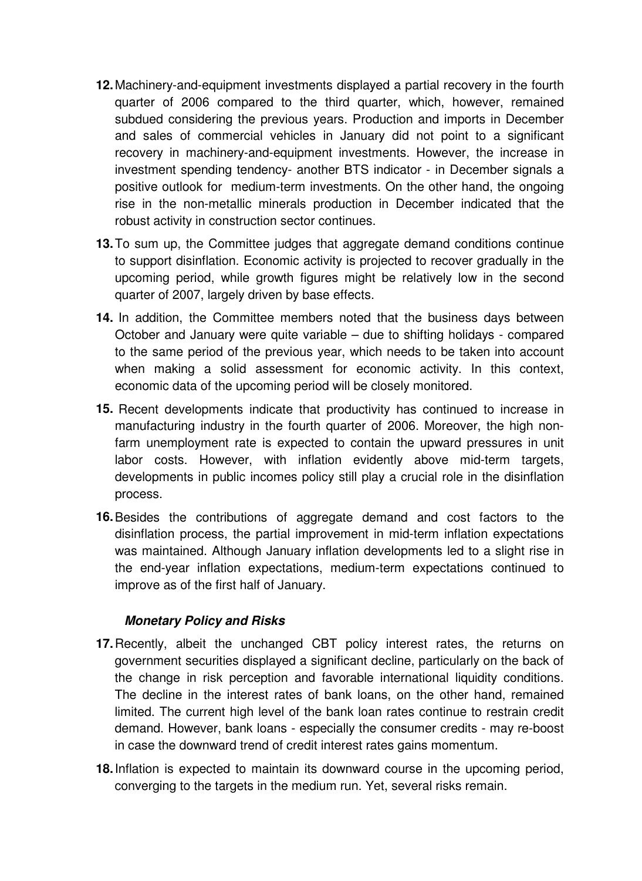12. Machinery-and-equipment investments displayed a partial recovery in the fourth quarter of 2006 compared to the third quarter, which, however, remained subdued considering the previous years. Production and imports in December and sales of commercial vehicles in January did not point to a significant recovery in machinery-and-equipment investments. However, the increase in investment spending tendency- another BTS indicator - in December signals a positive outlook for medium-term investments. On the other hand, the ongoing rise in the non-metallic minerals production in December indicated that the robust activity in construction sector continues.

13. To sum up, the Committee judges that aggregate demand conditions continue to support disinflation. Economic activity is projected to recover gradually in the upcoming period, while growth figures might be relatively low in the second quarter of 2007, largely driven by base effects.

14. In addition, the Committee members noted that the business days between October and January were quite variable – due to shifting holidays - compared to the same period of the previous year, which needs to be taken into account when making a solid assessment for economic activity. In this context, economic data of the upcoming period will be closely monitored.

15. Recent developments indicate that productivity has continued to increase in manufacturing industry in the fourth quarter of 2006. Moreover, the high non-farm unemployment rate is expected to contain the upward pressures in unit labor costs. However, with inflation evidently above mid-term targets, developments in public incomes policy still play a crucial role in the disinflation process.

16. Besides the contributions of aggregate demand and cost factors to the disinflation process, the partial improvement in mid-term inflation expectations was maintained. Although January inflation developments led to a slight rise in the end-year inflation expectations, medium-term expectations continued to improve as of the first half of January.

***Monetary Policy and Risks***

17. Recently, albeit the unchanged CBT policy interest rates, the returns on government securities displayed a significant decline, particularly on the back of the change in risk perception and favorable international liquidity conditions. The decline in the interest rates of bank loans, on the other hand, remained limited. The current high level of the bank loan rates continue to restrain credit demand. However, bank loans - especially the consumer credits - may re-boost in case the downward trend of credit interest rates gains momentum.

18. Inflation is expected to maintain its downward course in the upcoming period, converging to the targets in the medium run. Yet, several risks remain.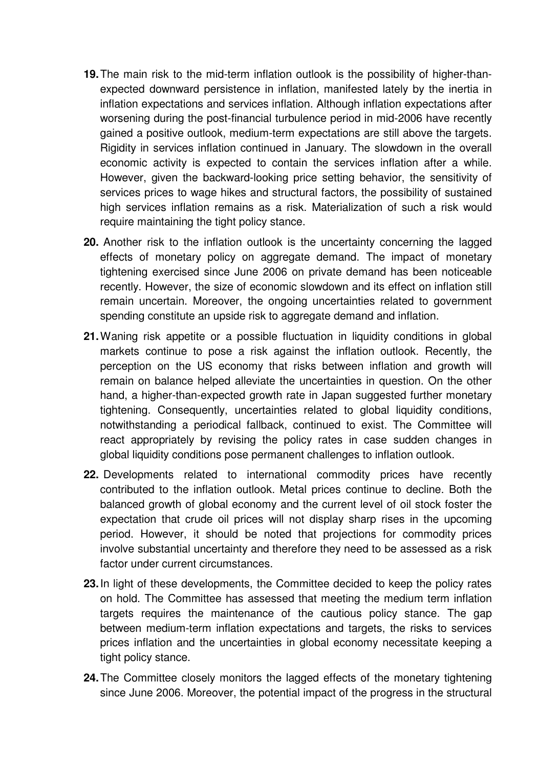**19.** The main risk to the mid-term inflation outlook is the possibility of higher-than-expected downward persistence in inflation, manifested lately by the inertia in inflation expectations and services inflation. Although inflation expectations after worsening during the post-financial turbulence period in mid-2006 have recently gained a positive outlook, medium-term expectations are still above the targets. Rigidity in services inflation continued in January. The slowdown in the overall economic activity is expected to contain the services inflation after a while. However, given the backward-looking price setting behavior, the sensitivity of services prices to wage hikes and structural factors, the possibility of sustained high services inflation remains as a risk. Materialization of such a risk would require maintaining the tight policy stance.

**20.** Another risk to the inflation outlook is the uncertainty concerning the lagged effects of monetary policy on aggregate demand. The impact of monetary tightening exercised since June 2006 on private demand has been noticeable recently. However, the size of economic slowdown and its effect on inflation still remain uncertain. Moreover, the ongoing uncertainties related to government spending constitute an upside risk to aggregate demand and inflation.

**21.** Waning risk appetite or a possible fluctuation in liquidity conditions in global markets continue to pose a risk against the inflation outlook. Recently, the perception on the US economy that risks between inflation and growth will remain on balance helped alleviate the uncertainties in question. On the other hand, a higher-than-expected growth rate in Japan suggested further monetary tightening. Consequently, uncertainties related to global liquidity conditions, notwithstanding a periodical fallback, continued to exist. The Committee will react appropriately by revising the policy rates in case sudden changes in global liquidity conditions pose permanent challenges to inflation outlook.

**22.** Developments related to international commodity prices have recently contributed to the inflation outlook. Metal prices continue to decline. Both the balanced growth of global economy and the current level of oil stock foster the expectation that crude oil prices will not display sharp rises in the upcoming period. However, it should be noted that projections for commodity prices involve substantial uncertainty and therefore they need to be assessed as a risk factor under current circumstances.

**23.** In light of these developments, the Committee decided to keep the policy rates on hold. The Committee has assessed that meeting the medium term inflation targets requires the maintenance of the cautious policy stance. The gap between medium-term inflation expectations and targets, the risks to services prices inflation and the uncertainties in global economy necessitate keeping a tight policy stance.

**24.** The Committee closely monitors the lagged effects of the monetary tightening since June 2006. Moreover, the potential impact of the progress in the structural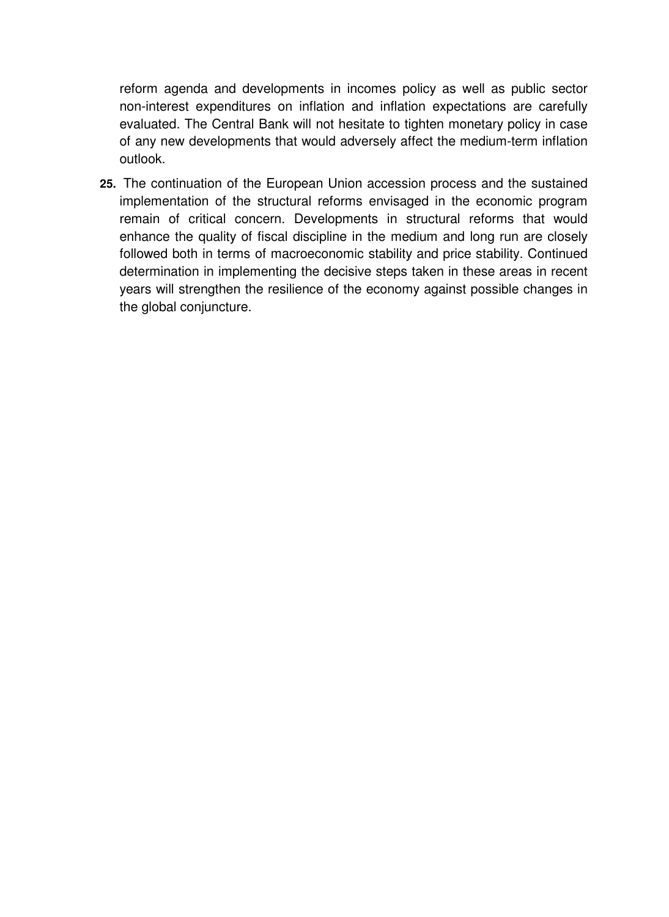reform agenda and developments in incomes policy as well as public sector non-interest expenditures on inflation and inflation expectations are carefully evaluated. The Central Bank will not hesitate to tighten monetary policy in case of any new developments that would adversely affect the medium-term inflation outlook.

**25.** The continuation of the European Union accession process and the sustained implementation of the structural reforms envisaged in the economic program remain of critical concern. Developments in structural reforms that would enhance the quality of fiscal discipline in the medium and long run are closely followed both in terms of macroeconomic stability and price stability. Continued determination in implementing the decisive steps taken in these areas in recent years will strengthen the resilience of the economy against possible changes in the global conjuncture.